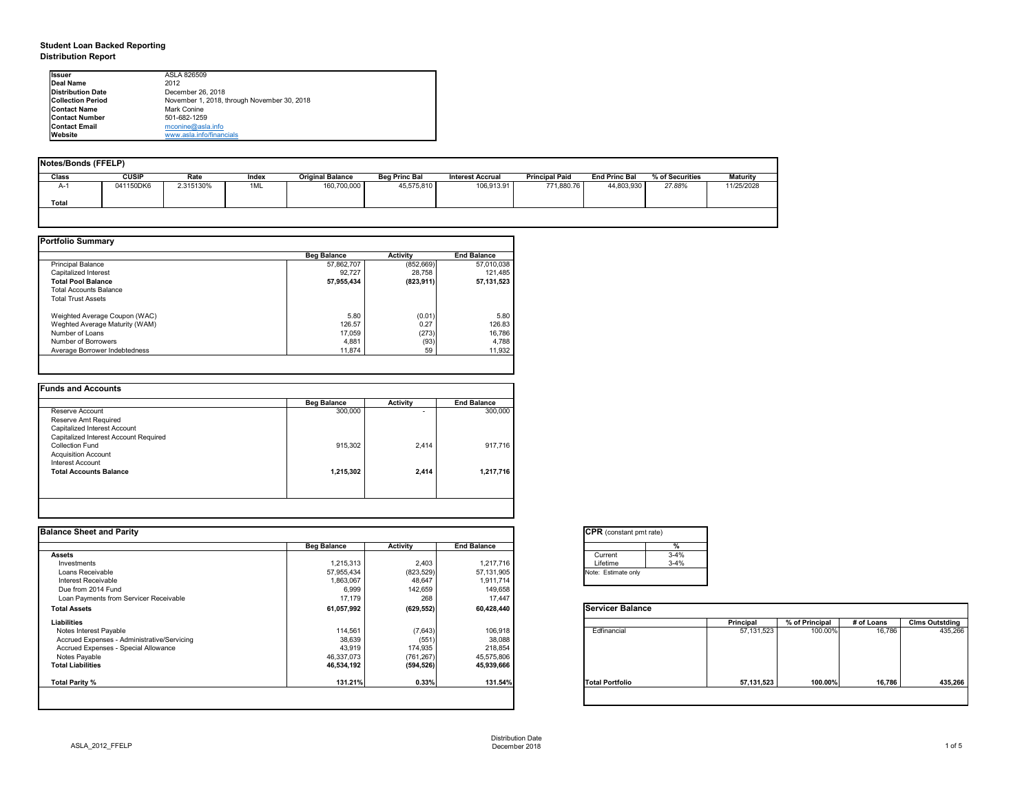## Student Loan Backed Reporting
### Distribution Report

| | |
|---|---|
| **Issuer** | ASLA 826509 |
| **Deal Name** | 2012 |
| **Distribution Date** | December 26, 2018 |
| **Collection Period** | November 1, 2018, through November 30, 2018 |
| **Contact Name** | Mark Conine |
| **Contact Number** | 501-682-1259 |
| **Contact Email** | mconine@asla.info |
| **Website** | www.asla.info/financials |

**Notes/Bonds (FFELP)**

| Class | CUSIP | Rate | Index | Original Balance | Beg Princ Bal | Interest Accrual | Principal Paid | End Princ Bal | % of Securities | Maturity |
|---|---|---|---|---|---|---|---|---|---|---|
| A-1 | 041150DK6 | 2.315130% | 1ML | 160,700,000 | 45,575,810 | 106,913.91 | 771,880.76 | 44,803,930 | *27.88%* | 11/25/2028 |
| **Total** | | | | | | | | | | |

**Portfolio Summary**

| | Beg Balance | Activity | End Balance |
|---|---|---|---|
| Principal Balance | 57,862,707 | (852,669) | 57,010,038 |
| Capitalized Interest | 92,727 | 28,758 | 121,485 |
| **Total Pool Balance** | **57,955,434** | **(823,911)** | **57,131,523** |
| Total Accounts Balance | | | |
| Total Trust Assets | | | |
| | | | |
| Weighted Average Coupon (WAC) | 5.80 | (0.01) | 5.80 |
| Weghted Average Maturity (WAM) | 126.57 | 0.27 | 126.83 |
| Number of Loans | 17,059 | (273) | 16,786 |
| Number of Borrowers | 4,881 | (93) | 4,788 |
| Average Borrower Indebtedness | 11,874 | 59 | 11,932 |

**Funds and Accounts**

| | Beg Balance | Activity | End Balance |
|---|---|---|---|
| Reserve Account | 300,000 | - | 300,000 |
| Reserve Amt Required | | | |
| Capitalized Interest Account | | | |
| Capitalized Interest Account Required | | | |
| Collection Fund | 915,302 | 2,414 | 917,716 |
| Acquisition Account | | | |
| Interest Account | | | |
| **Total Accounts Balance** | **1,215,302** | **2,414** | **1,217,716** |

**Balance Sheet and Parity**

| | Beg Balance | Activity | End Balance |
|---|---|---|---|
| **Assets** | | | |
| Investments | 1,215,313 | 2,403 | 1,217,716 |
| Loans Receivable | 57,955,434 | (823,529) | 57,131,905 |
| Interest Receivable | 1,863,067 | 48,647 | 1,911,714 |
| Due from 2014 Fund | 6,999 | 142,659 | 149,658 |
| Loan Payments from Servicer Receivable | 17,179 | 268 | 17,447 |
| **Total Assets** | **61,057,992** | **(629,552)** | **60,428,440** |
| **Liabilities** | | | |
| Notes Interest Payable | 114,561 | (7,643) | 106,918 |
| Accrued Expenses - Administrative/Servicing | 38,639 | (551) | 38,088 |
| Accrued Expenses - Special Allowance | 43,919 | 174,935 | 218,854 |
| Notes Payable | 46,337,073 | (761,267) | 45,575,806 |
| **Total Liabilities** | **46,534,192** | **(594,526)** | **45,939,666** |
| | | | |
| **Total Parity %** | **131.21%** | **0.33%** | **131.54%** |

**CPR** (constant pmt rate)

| | % |
|---|---|
| Current | 3-4% |
| Lifetime | 3-4% |

Note: Estimate only

**Servicer Balance**

| | Principal | % of Principal | # of Loans | Clms Outstding |
|---|---|---|---|---|
| Edfinancial | 57,131,523 | 100.00% | 16,786 | 435,266 |
| **Total Portfolio** | **57,131,523** | **100.00%** | **16,786** | **435,266** |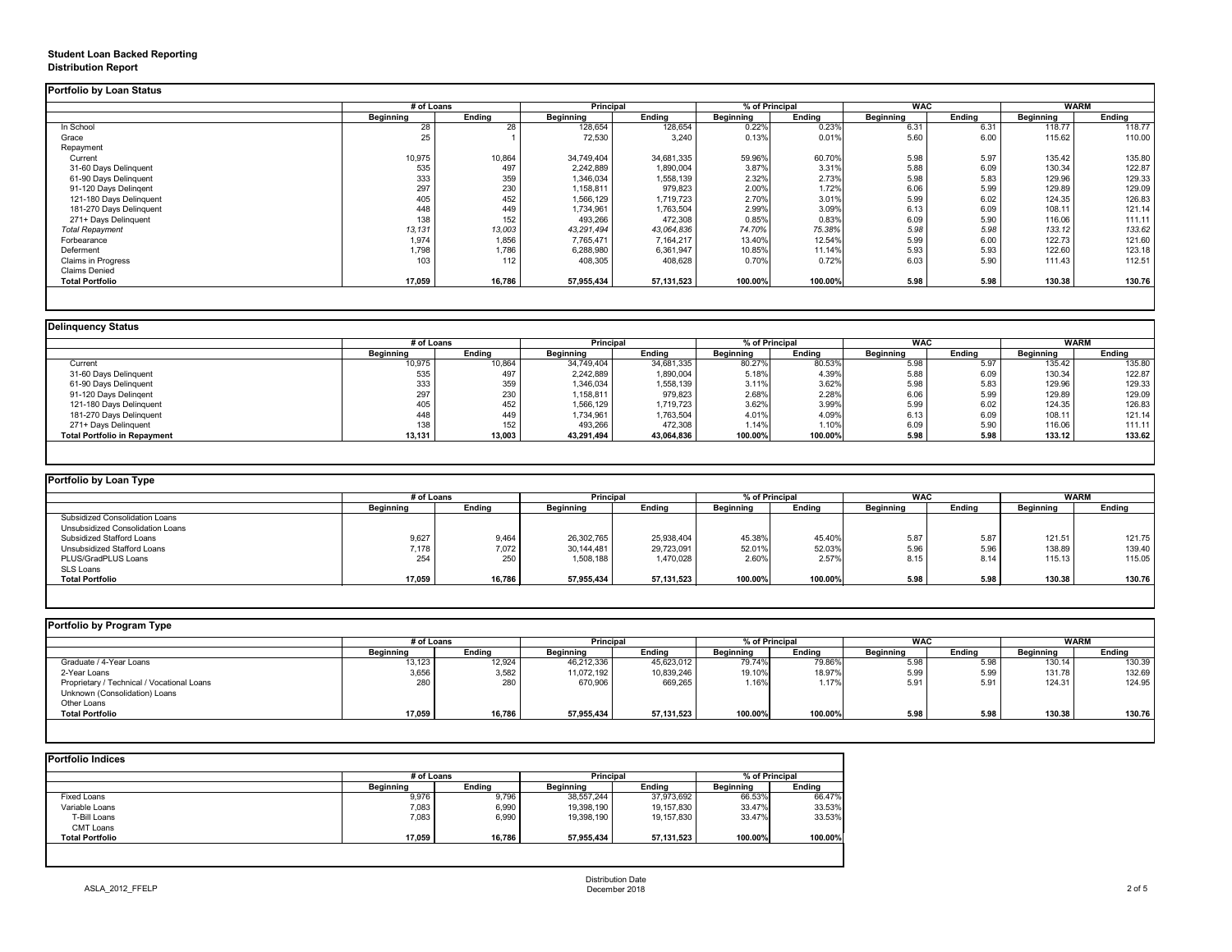**Student Loan Backed Reporting**
**Distribution Report**

**Portfolio by Loan Status**

| | # of Loans | | Principal | | % of Principal | | WAC | | WARM | |
|---|---|---|---|---|---|---|---|---|---|---|
| | Beginning | Ending | Beginning | Ending | Beginning | Ending | Beginning | Ending | Beginning | Ending |
| In School | 28 | 28 | 128,654 | 128,654 | 0.22% | 0.23% | 6.31 | 6.31 | 118.77 | 118.77 |
| Grace | 25 | 1 | 72,530 | 3,240 | 0.13% | 0.01% | 5.60 | 6.00 | 115.62 | 110.00 |
| Repayment | | | | | | | | | | |
| Current | 10,975 | 10,864 | 34,749,404 | 34,681,335 | 59.96% | 60.70% | 5.98 | 5.97 | 135.42 | 135.80 |
| 31-60 Days Delinquent | 535 | 497 | 2,242,889 | 1,890,004 | 3.87% | 3.31% | 5.88 | 6.09 | 130.34 | 122.87 |
| 61-90 Days Delinquent | 333 | 359 | 1,346,034 | 1,558,139 | 2.32% | 2.73% | 5.98 | 5.83 | 129.96 | 129.33 |
| 91-120 Days Delingent | 297 | 230 | 1,158,811 | 979,823 | 2.00% | 1.72% | 6.06 | 5.99 | 129.89 | 129.09 |
| 121-180 Days Delinquent | 405 | 452 | 1,566,129 | 1,719,723 | 2.70% | 3.01% | 5.99 | 6.02 | 124.35 | 126.83 |
| 181-270 Days Delinquent | 448 | 449 | 1,734,961 | 1,763,504 | 2.99% | 3.09% | 6.13 | 6.09 | 108.11 | 121.14 |
| 271+ Days Delinquent | 138 | 152 | 493,266 | 472,308 | 0.85% | 0.83% | 6.09 | 5.90 | 116.06 | 111.11 |
| *Total Repayment* | *13,131* | *13,003* | *43,291,494* | *43,064,836* | *74.70%* | *75.38%* | *5.98* | *5.98* | *133.12* | *133.62* |
| Forbearance | 1,974 | 1,856 | 7,765,471 | 7,164,217 | 13.40% | 12.54% | 5.99 | 6.00 | 122.73 | 121.60 |
| Deferment | 1,798 | 1,786 | 6,288,980 | 6,361,947 | 10.85% | 11.14% | 5.93 | 5.93 | 122.60 | 123.18 |
| Claims in Progress | 103 | 112 | 408,305 | 408,628 | 0.70% | 0.72% | 6.03 | 5.90 | 111.43 | 112.51 |
| Claims Denied | | | | | | | | | | |
| **Total Portfolio** | **17,059** | **16,786** | **57,955,434** | **57,131,523** | **100.00%** | **100.00%** | **5.98** | **5.98** | **130.38** | **130.76** |

**Delinquency Status**

| | # of Loans | | Principal | | % of Principal | | WAC | | WARM | |
|---|---|---|---|---|---|---|---|---|---|---|
| | Beginning | Ending | Beginning | Ending | Beginning | Ending | Beginning | Ending | Beginning | Ending |
| Current | 10,975 | 10,864 | 34,749,404 | 34,681,335 | 80.27% | 80.53% | 5.98 | 5.97 | 135.42 | 135.80 |
| 31-60 Days Delinquent | 535 | 497 | 2,242,889 | 1,890,004 | 5.18% | 4.39% | 5.88 | 6.09 | 130.34 | 122.87 |
| 61-90 Days Delinquent | 333 | 359 | 1,346,034 | 1,558,139 | 3.11% | 3.62% | 5.98 | 5.83 | 129.96 | 129.33 |
| 91-120 Days Delingent | 297 | 230 | 1,158,811 | 979,823 | 2.68% | 2.28% | 6.06 | 5.99 | 129.89 | 129.09 |
| 121-180 Days Delinquent | 405 | 452 | 1,566,129 | 1,719,723 | 3.62% | 3.99% | 5.99 | 6.02 | 124.35 | 126.83 |
| 181-270 Days Delinquent | 448 | 449 | 1,734,961 | 1,763,504 | 4.01% | 4.09% | 6.13 | 6.09 | 108.11 | 121.14 |
| 271+ Days Delinquent | 138 | 152 | 493,266 | 472,308 | 1.14% | 1.10% | 6.09 | 5.90 | 116.06 | 111.11 |
| **Total Portfolio in Repayment** | **13,131** | **13,003** | **43,291,494** | **43,064,836** | **100.00%** | **100.00%** | **5.98** | **5.98** | **133.12** | **133.62** |

**Portfolio by Loan Type**

| | # of Loans | | Principal | | % of Principal | | WAC | | WARM | |
|---|---|---|---|---|---|---|---|---|---|---|
| | Beginning | Ending | Beginning | Ending | Beginning | Ending | Beginning | Ending | Beginning | Ending |
| Subsidized Consolidation Loans | | | | | | | | | | |
| Unsubsidized Consolidation Loans | | | | | | | | | | |
| Subsidized Stafford Loans | 9,627 | 9,464 | 26,302,765 | 25,938,404 | 45.38% | 45.40% | 5.87 | 5.87 | 121.51 | 121.75 |
| Unsubsidized Stafford Loans | 7,178 | 7,072 | 30,144,481 | 29,723,091 | 52.01% | 52.03% | 5.96 | 5.96 | 138.89 | 139.40 |
| PLUS/GradPLUS Loans | 254 | 250 | 1,508,188 | 1,470,028 | 2.60% | 2.57% | 8.15 | 8.14 | 115.13 | 115.05 |
| SLS Loans | | | | | | | | | | |
| **Total Portfolio** | **17,059** | **16,786** | **57,955,434** | **57,131,523** | **100.00%** | **100.00%** | **5.98** | **5.98** | **130.38** | **130.76** |

**Portfolio by Program Type**

| | # of Loans | | Principal | | % of Principal | | WAC | | WARM | |
|---|---|---|---|---|---|---|---|---|---|---|
| | Beginning | Ending | Beginning | Ending | Beginning | Ending | Beginning | Ending | Beginning | Ending |
| Graduate / 4-Year Loans | 13,123 | 12,924 | 46,212,336 | 45,623,012 | 79.74% | 79.86% | 5.98 | 5.98 | 130.14 | 130.39 |
| 2-Year Loans | 3,656 | 3,582 | 11,072,192 | 10,839,246 | 19.10% | 18.97% | 5.99 | 5.99 | 131.78 | 132.69 |
| Proprietary / Technical / Vocational Loans | 280 | 280 | 670,906 | 669,265 | 1.16% | 1.17% | 5.91 | 5.91 | 124.31 | 124.95 |
| Unknown (Consolidation) Loans | | | | | | | | | | |
| Other Loans | | | | | | | | | | |
| **Total Portfolio** | **17,059** | **16,786** | **57,955,434** | **57,131,523** | **100.00%** | **100.00%** | **5.98** | **5.98** | **130.38** | **130.76** |

**Portfolio Indices**

| | # of Loans | | Principal | | % of Principal | |
|---|---|---|---|---|---|---|
| | Beginning | Ending | Beginning | Ending | Beginning | Ending |
| Fixed Loans | 9,976 | 9,796 | 38,557,244 | 37,973,692 | 66.53% | 66.47% |
| Variable Loans | 7,083 | 6,990 | 19,398,190 | 19,157,830 | 33.47% | 33.53% |
| T-Bill Loans | 7,083 | 6,990 | 19,398,190 | 19,157,830 | 33.47% | 33.53% |
| CMT Loans | | | | | | |
| **Total Portfolio** | **17,059** | **16,786** | **57,955,434** | **57,131,523** | **100.00%** | **100.00%** |

ASLA_2012_FFELP

Distribution Date
December 2018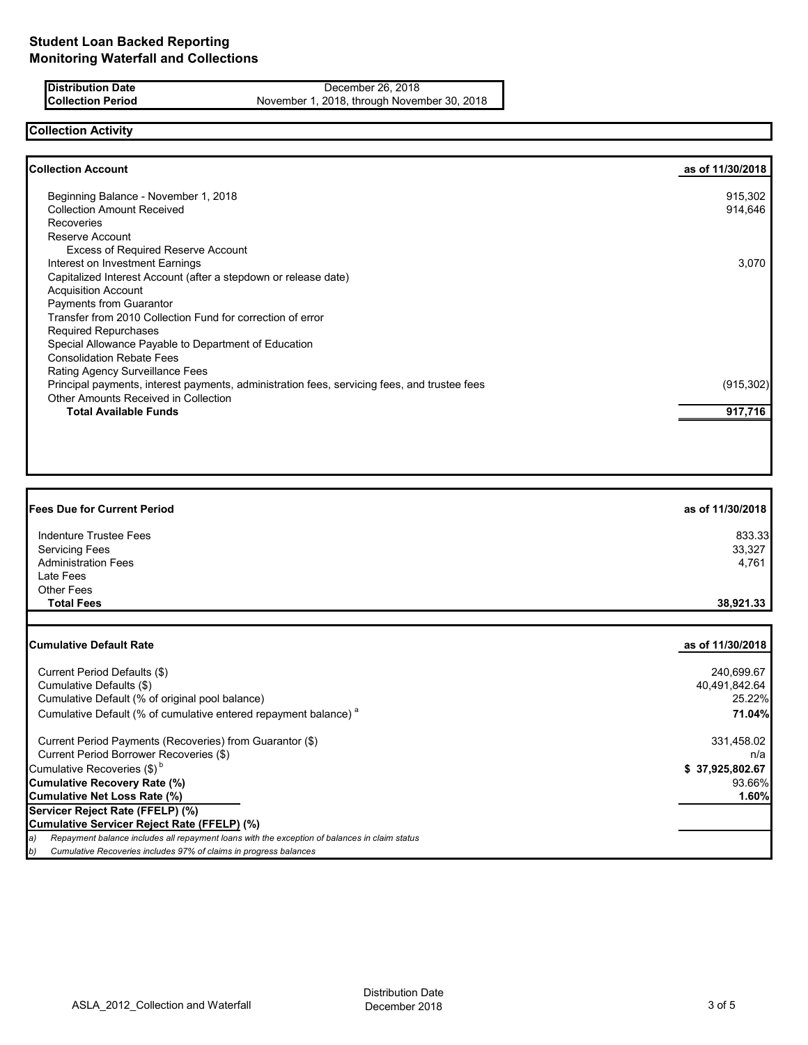# Student Loan Backed Reporting
# Monitoring Waterfall and Collections

| | |
|---|---|
| **Distribution Date** | December 26, 2018 |
| **Collection Period** | November 1, 2018, through November 30, 2018 |

## Collection Activity

| **Collection Account** | **as of 11/30/2018** |
|---|---|
| Beginning Balance - November 1, 2018 | 915,302 |
| Collection Amount Received | 914,646 |
| Recoveries | |
| Reserve Account | |
| Excess of Required Reserve Account | |
| Interest on Investment Earnings | 3,070 |
| Capitalized Interest Account (after a stepdown or release date) | |
| Acquisition Account | |
| Payments from Guarantor | |
| Transfer from 2010 Collection Fund for correction of error | |
| Required Repurchases | |
| Special Allowance Payable to Department of Education | |
| Consolidation Rebate Fees | |
| Rating Agency Surveillance Fees | |
| Principal payments, interest payments, administration fees, servicing fees, and trustee fees | (915,302) |
| Other Amounts Received in Collection | |
| **Total Available Funds** | **917,716** |

| **Fees Due for Current Period** | **as of 11/30/2018** |
|---|---|
| Indenture Trustee Fees | 833.33 |
| Servicing Fees | 33,327 |
| Administration Fees | 4,761 |
| Late Fees | |
| Other Fees | |
| **Total Fees** | **38,921.33** |

| **Cumulative Default Rate** | **as of 11/30/2018** |
|---|---|
| Current Period Defaults ($) | 240,699.67 |
| Cumulative Defaults ($) | 40,491,842.64 |
| Cumulative Default (% of original pool balance) | 25.22% |
| Cumulative Default (% of cumulative entered repayment balance) [a] | **71.04%** |
| Current Period Payments (Recoveries) from Guarantor ($) | 331,458.02 |
| Current Period Borrower Recoveries ($) | n/a |
| Cumulative Recoveries ($) [b] | **$ 37,925,802.67** |
| **Cumulative Recovery Rate (%)** | 93.66% |
| **Cumulative Net Loss Rate (%)** | **1.60%** |
| **Servicer Reject Rate (FFELP) (%)** | |
| **Cumulative Servicer Reject Rate (FFELP) (%)** | |

*a) Repayment balance includes all repayment loans with the exception of balances in claim status*

*b) Cumulative Recoveries includes 97% of claims in progress balances*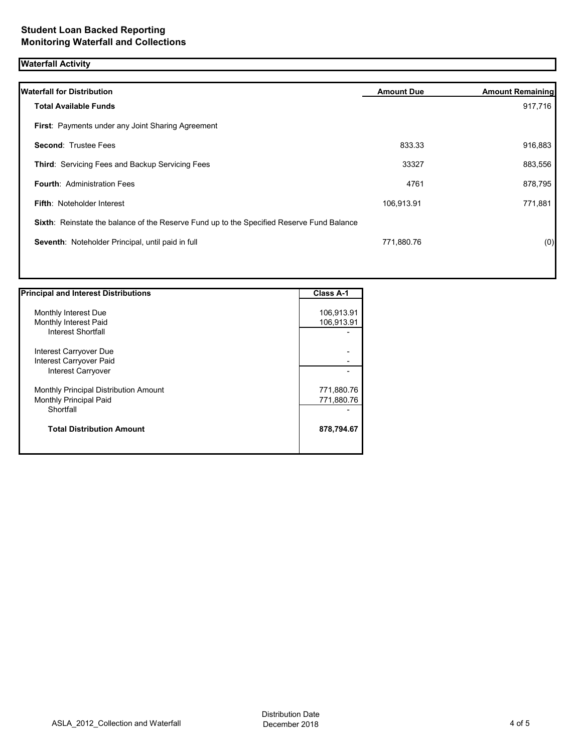# Student Loan Backed Reporting
# Monitoring Waterfall and Collections

## Waterfall Activity

| Waterfall for Distribution | Amount Due | Amount Remaining |
|---|---|---|
| **Total Available Funds** | | 917,716 |
| **First**: Payments under any Joint Sharing Agreement | | |
| **Second**: Trustee Fees | 833.33 | 916,883 |
| **Third**: Servicing Fees and Backup Servicing Fees | 33327 | 883,556 |
| **Fourth**: Administration Fees | 4761 | 878,795 |
| **Fifth**: Noteholder Interest | 106,913.91 | 771,881 |
| **Sixth**: Reinstate the balance of the Reserve Fund up to the Specified Reserve Fund Balance | | |
| **Seventh**: Noteholder Principal, until paid in full | 771,880.76 | (0) |

| Principal and Interest Distributions | Class A-1 |
|---|---|
| Monthly Interest Due | 106,913.91 |
| Monthly Interest Paid | 106,913.91 |
| Interest Shortfall | - |
| Interest Carryover Due | - |
| Interest Carryover Paid | - |
| Interest Carryover | - |
| Monthly Principal Distribution Amount | 771,880.76 |
| Monthly Principal Paid | 771,880.76 |
| Shortfall | - |
| **Total Distribution Amount** | **878,794.67** |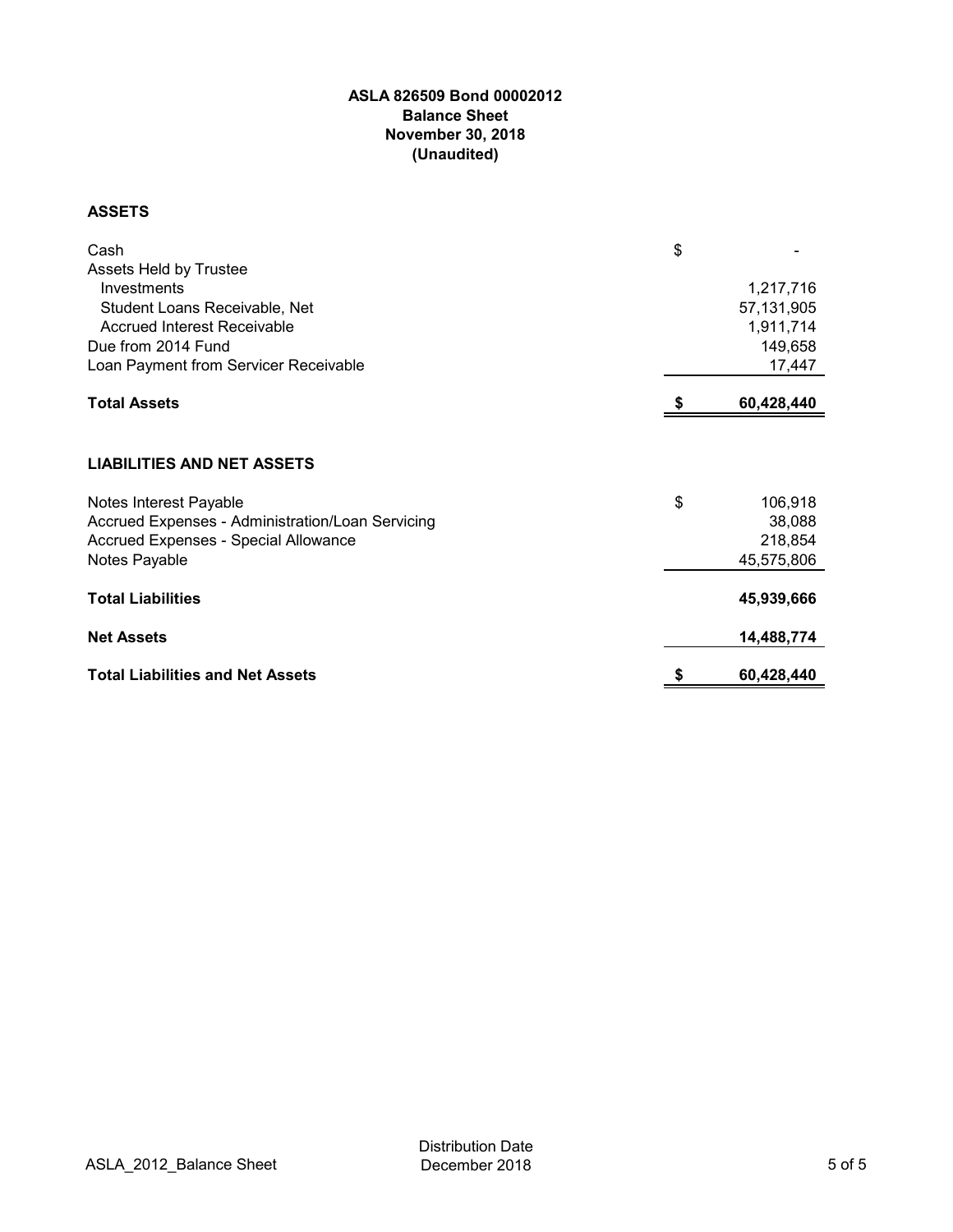**ASLA 826509 Bond 00002012**
**Balance Sheet**
**November 30, 2018**
**(Unaudited)**

## ASSETS

| | | |
|---|---|---|
| Cash | $ | - |
| Assets Held by Trustee | | |
| Investments | | 1,217,716 |
| Student Loans Receivable, Net | | 57,131,905 |
| Accrued Interest Receivable | | 1,911,714 |
| Due from 2014 Fund | | 149,658 |
| Loan Payment from Servicer Receivable | | 17,447 |
| **Total Assets** | **$** | **60,428,440** |

## LIABILITIES AND NET ASSETS

| | | |
|---|---|---|
| Notes Interest Payable | $ | 106,918 |
| Accrued Expenses - Administration/Loan Servicing | | 38,088 |
| Accrued Expenses - Special Allowance | | 218,854 |
| Notes Payable | | 45,575,806 |
| **Total Liabilities** | | **45,939,666** |
| **Net Assets** | | **14,488,774** |
| **Total Liabilities and Net Assets** | **$** | **60,428,440** |

ASLA_2012_Balance Sheet

Distribution Date
December 2018